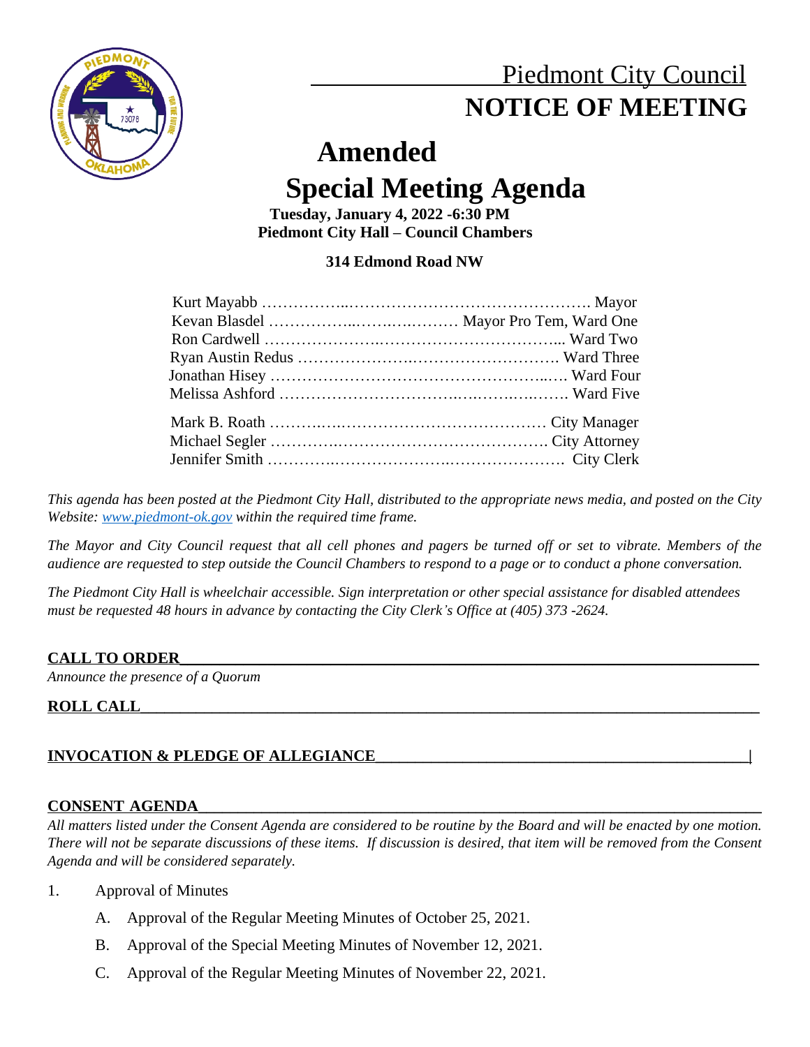# Piedmont City Council
# NOTICE OF MEETING

## Amended
## Special Meeting Agenda

**Tuesday, January 4, 2022 -6:30 PM**
**Piedmont City Hall – Council Chambers**

**314 Edmond Road NW**

| | |
|---|---|
| Kurt Mayabb | Mayor |
| Kevan Blasdel | Mayor Pro Tem, Ward One |
| Ron Cardwell | Ward Two |
| Ryan Austin Redus | Ward Three |
| Jonathan Hisey | Ward Four |
| Melissa Ashford | Ward Five |
| Mark B. Roath | City Manager |
| Michael Segler | City Attorney |
| Jennifer Smith | City Clerk |

*This agenda has been posted at the Piedmont City Hall, distributed to the appropriate news media, and posted on the City Website: www.piedmont-ok.gov within the required time frame.*

*The Mayor and City Council request that all cell phones and pagers be turned off or set to vibrate. Members of the audience are requested to step outside the Council Chambers to respond to a page or to conduct a phone conversation.*

*The Piedmont City Hall is wheelchair accessible. Sign interpretation or other special assistance for disabled attendees must be requested 48 hours in advance by contacting the City Clerk's Office at (405) 373 -2624.*

**CALL TO ORDER**

*Announce the presence of a Quorum*

**ROLL CALL**

**INVOCATION & PLEDGE OF ALLEGIANCE**

**CONSENT AGENDA**

*All matters listed under the Consent Agenda are considered to be routine by the Board and will be enacted by one motion. There will not be separate discussions of these items. If discussion is desired, that item will be removed from the Consent Agenda and will be considered separately.*

1. Approval of Minutes
   A. Approval of the Regular Meeting Minutes of October 25, 2021.
   B. Approval of the Special Meeting Minutes of November 12, 2021.
   C. Approval of the Regular Meeting Minutes of November 22, 2021.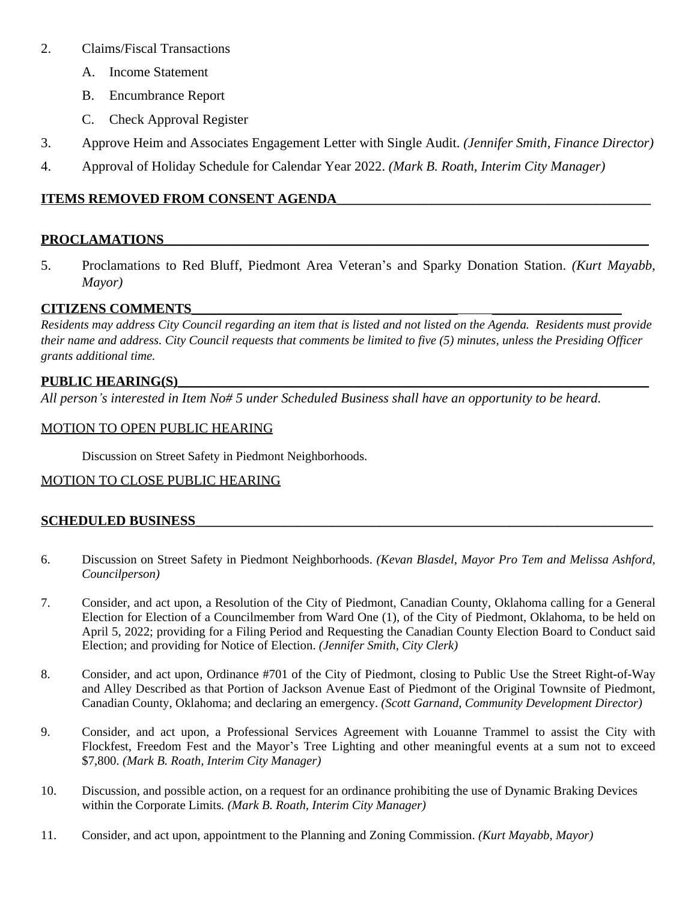2. Claims/Fiscal Transactions

   A. Income Statement

   B. Encumbrance Report

   C. Check Approval Register

3. Approve Heim and Associates Engagement Letter with Single Audit. *(Jennifer Smith, Finance Director)*

4. Approval of Holiday Schedule for Calendar Year 2022. *(Mark B. Roath, Interim City Manager)*

## ITEMS REMOVED FROM CONSENT AGENDA

## PROCLAMATIONS

5. Proclamations to Red Bluff, Piedmont Area Veteran's and Sparky Donation Station. *(Kurt Mayabb, Mayor)*

## CITIZENS COMMENTS

*Residents may address City Council regarding an item that is listed and not listed on the Agenda. Residents must provide their name and address. City Council requests that comments be limited to five (5) minutes, unless the Presiding Officer grants additional time.*

## PUBLIC HEARING(S)

*All person's interested in Item No# 5 under Scheduled Business shall have an opportunity to be heard.*

MOTION TO OPEN PUBLIC HEARING

Discussion on Street Safety in Piedmont Neighborhoods.

MOTION TO CLOSE PUBLIC HEARING

## SCHEDULED BUSINESS

6. Discussion on Street Safety in Piedmont Neighborhoods. *(Kevan Blasdel, Mayor Pro Tem and Melissa Ashford, Councilperson)*

7. Consider, and act upon, a Resolution of the City of Piedmont, Canadian County, Oklahoma calling for a General Election for Election of a Councilmember from Ward One (1), of the City of Piedmont, Oklahoma, to be held on April 5, 2022; providing for a Filing Period and Requesting the Canadian County Election Board to Conduct said Election; and providing for Notice of Election. *(Jennifer Smith, City Clerk)*

8. Consider, and act upon, Ordinance #701 of the City of Piedmont, closing to Public Use the Street Right-of-Way and Alley Described as that Portion of Jackson Avenue East of Piedmont of the Original Townsite of Piedmont, Canadian County, Oklahoma; and declaring an emergency. *(Scott Garnand, Community Development Director)*

9. Consider, and act upon, a Professional Services Agreement with Louanne Trammel to assist the City with Flockfest, Freedom Fest and the Mayor's Tree Lighting and other meaningful events at a sum not to exceed $7,800. *(Mark B. Roath, Interim City Manager)*

10. Discussion, and possible action, on a request for an ordinance prohibiting the use of Dynamic Braking Devices within the Corporate Limits. *(Mark B. Roath, Interim City Manager)*

11. Consider, and act upon, appointment to the Planning and Zoning Commission. *(Kurt Mayabb, Mayor)*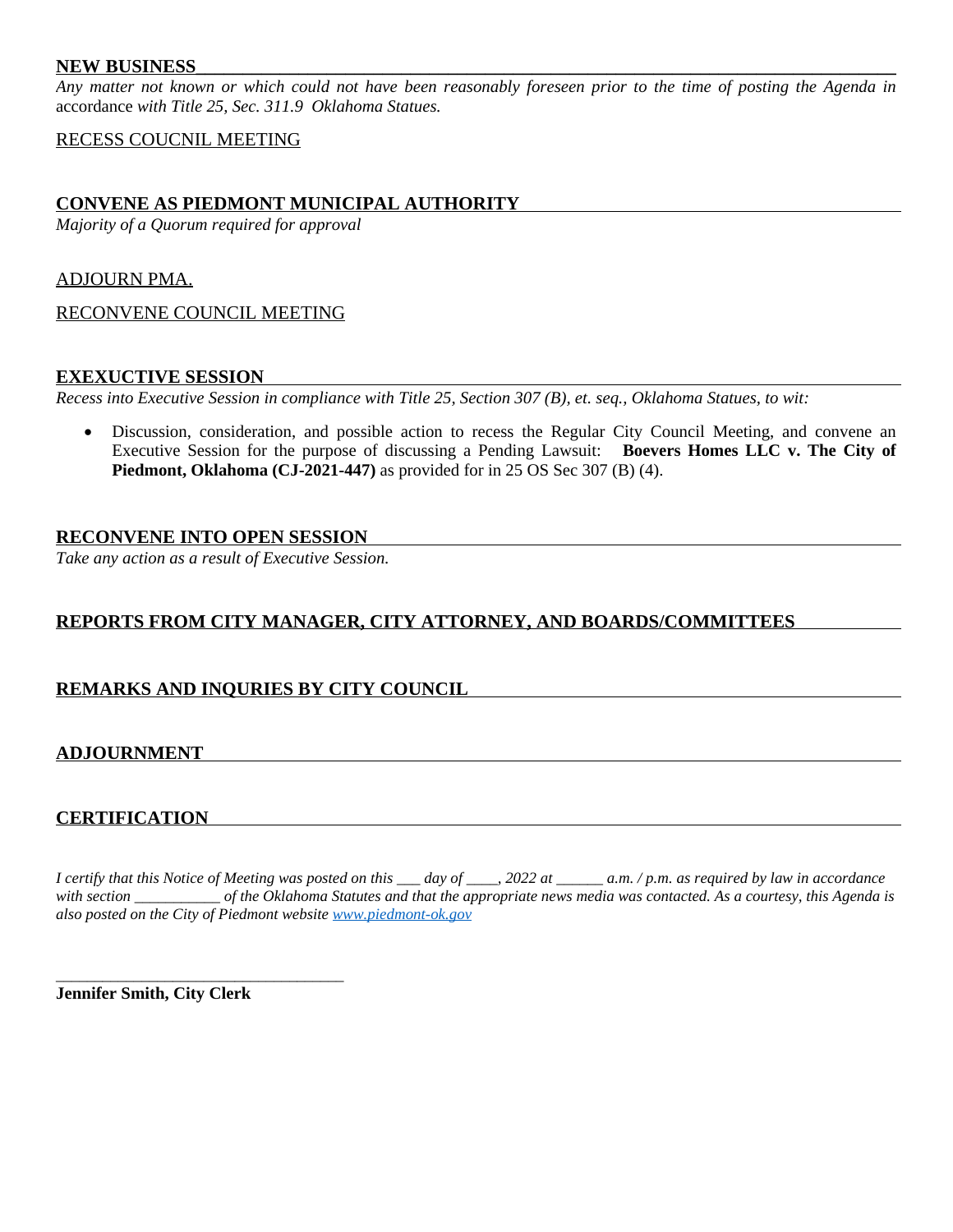## NEW BUSINESS

*Any matter not known or which could not have been reasonably foreseen prior to the time of posting the Agenda in* accordance *with Title 25, Sec. 311.9 Oklahoma Statues.*

RECESS COUCNIL MEETING

## CONVENE AS PIEDMONT MUNICIPAL AUTHORITY

*Majority of a Quorum required for approval*

ADJOURN PMA.

RECONVENE COUNCIL MEETING

## EXEXUCTIVE SESSION

*Recess into Executive Session in compliance with Title 25, Section 307 (B), et. seq., Oklahoma Statues, to wit:*

- Discussion, consideration, and possible action to recess the Regular City Council Meeting, and convene an Executive Session for the purpose of discussing a Pending Lawsuit: **Boevers Homes LLC v. The City of Piedmont, Oklahoma (CJ-2021-447)** as provided for in 25 OS Sec 307 (B) (4).

## RECONVENE INTO OPEN SESSION

*Take any action as a result of Executive Session.*

## REPORTS FROM CITY MANAGER, CITY ATTORNEY, AND BOARDS/COMMITTEES

## REMARKS AND INQURIES BY CITY COUNCIL

## ADJOURNMENT

## CERTIFICATION

*I certify that this Notice of Meeting was posted on this ___ day of ____, 2022 at ______ a.m. / p.m. as required by law in accordance with section ___________ of the Oklahoma Statutes and that the appropriate news media was contacted. As a courtesy, this Agenda is also posted on the City of Piedmont website [www.piedmont-ok.gov](http://www.piedmont-ok.gov)*

___________________________________

**Jennifer Smith, City Clerk**